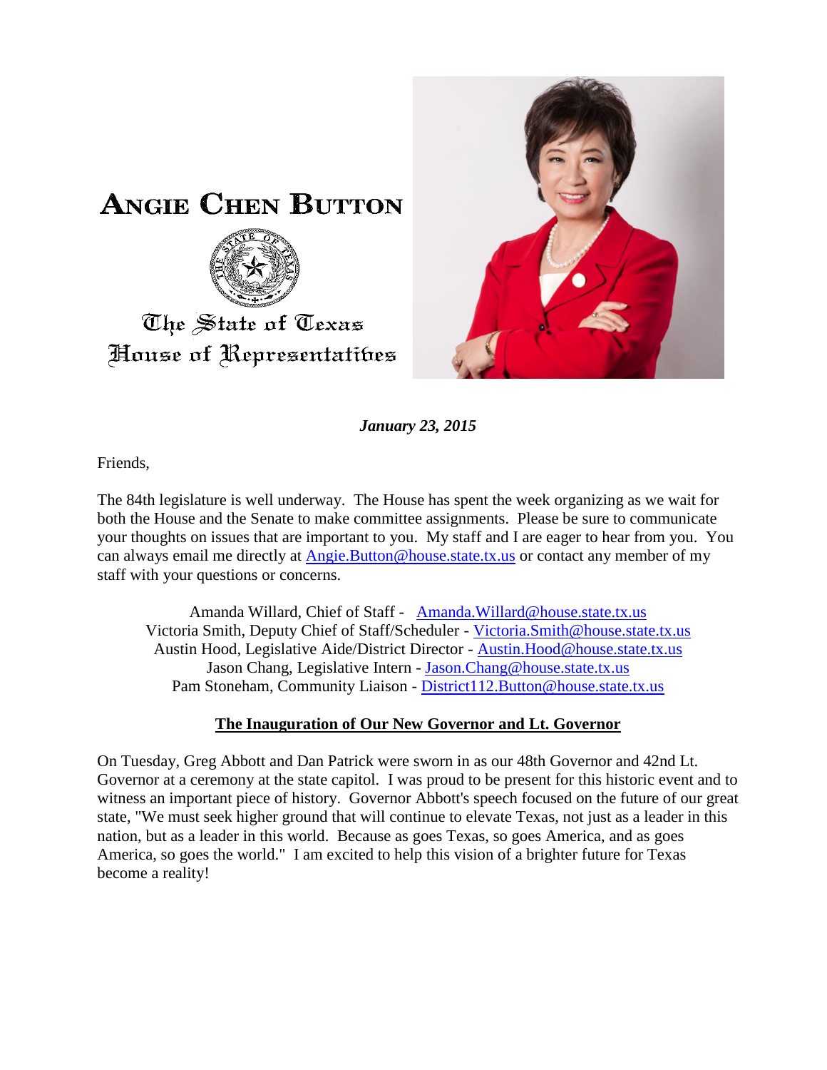# Angie Chen Button

The State of Texas
House of Representatives

***January 23, 2015***

Friends,

The 84th legislature is well underway. The House has spent the week organizing as we wait for both the House and the Senate to make committee assignments. Please be sure to communicate your thoughts on issues that are important to you. My staff and I are eager to hear from you. You can always email me directly at Angie.Button@house.state.tx.us or contact any member of my staff with your questions or concerns.

Amanda Willard, Chief of Staff - Amanda.Willard@house.state.tx.us
Victoria Smith, Deputy Chief of Staff/Scheduler - Victoria.Smith@house.state.tx.us
Austin Hood, Legislative Aide/District Director - Austin.Hood@house.state.tx.us
Jason Chang, Legislative Intern - Jason.Chang@house.state.tx.us
Pam Stoneham, Community Liaison - District112.Button@house.state.tx.us

## The Inauguration of Our New Governor and Lt. Governor

On Tuesday, Greg Abbott and Dan Patrick were sworn in as our 48th Governor and 42nd Lt. Governor at a ceremony at the state capitol. I was proud to be present for this historic event and to witness an important piece of history. Governor Abbott's speech focused on the future of our great state, "We must seek higher ground that will continue to elevate Texas, not just as a leader in this nation, but as a leader in this world. Because as goes Texas, so goes America, and as goes America, so goes the world." I am excited to help this vision of a brighter future for Texas become a reality!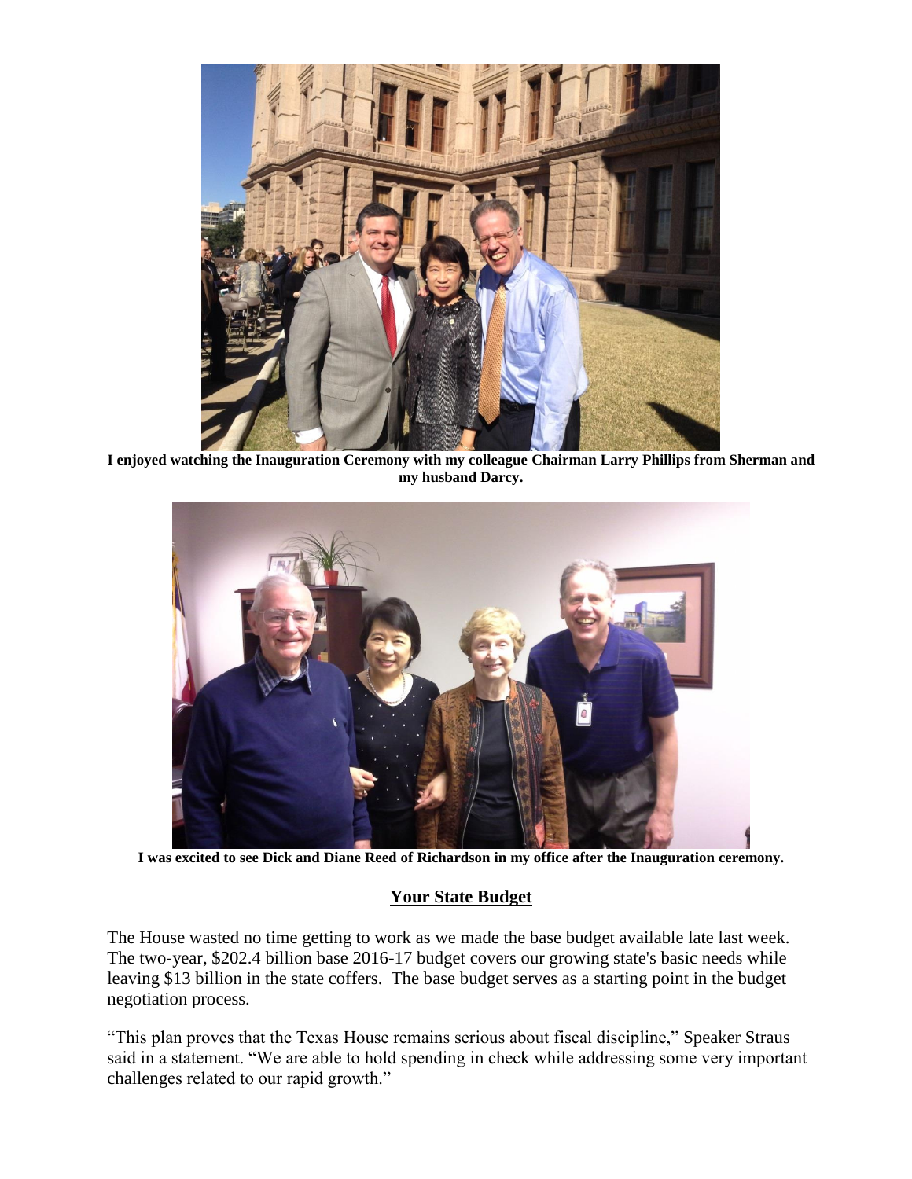**I enjoyed watching the Inauguration Ceremony with my colleague Chairman Larry Phillips from Sherman and my husband Darcy.**

**I was excited to see Dick and Diane Reed of Richardson in my office after the Inauguration ceremony.**

## Your State Budget

The House wasted no time getting to work as we made the base budget available late last week. The two-year, $202.4 billion base 2016-17 budget covers our growing state's basic needs while leaving $13 billion in the state coffers. The base budget serves as a starting point in the budget negotiation process.

"This plan proves that the Texas House remains serious about fiscal discipline," Speaker Straus said in a statement. "We are able to hold spending in check while addressing some very important challenges related to our rapid growth."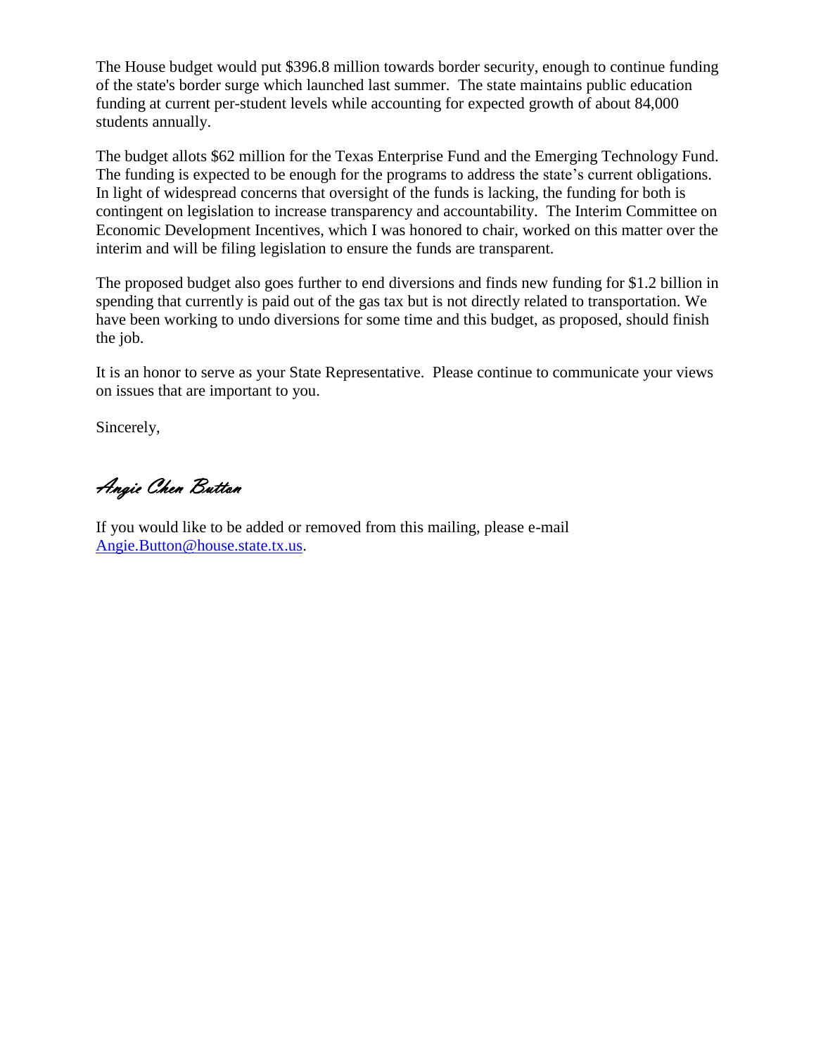The House budget would put $396.8 million towards border security, enough to continue funding of the state's border surge which launched last summer. The state maintains public education funding at current per-student levels while accounting for expected growth of about 84,000 students annually.

The budget allots $62 million for the Texas Enterprise Fund and the Emerging Technology Fund. The funding is expected to be enough for the programs to address the state's current obligations. In light of widespread concerns that oversight of the funds is lacking, the funding for both is contingent on legislation to increase transparency and accountability. The Interim Committee on Economic Development Incentives, which I was honored to chair, worked on this matter over the interim and will be filing legislation to ensure the funds are transparent.

The proposed budget also goes further to end diversions and finds new funding for $1.2 billion in spending that currently is paid out of the gas tax but is not directly related to transportation. We have been working to undo diversions for some time and this budget, as proposed, should finish the job.

It is an honor to serve as your State Representative. Please continue to communicate your views on issues that are important to you.

Sincerely,

*Angie Chen Button*

If you would like to be added or removed from this mailing, please e-mail [Angie.Button@house.state.tx.us](mailto:Angie.Button@house.state.tx.us).